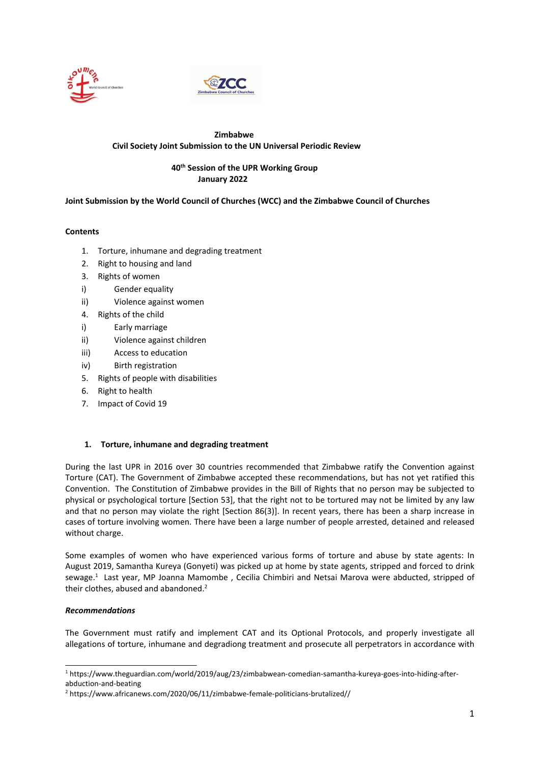**Zimbabwe**
**Civil Society Joint Submission to the UN Universal Periodic Review**

**40th Session of the UPR Working Group**
**January 2022**

**Joint Submission by the World Council of Churches (WCC) and the Zimbabwe Council of Churches**

**Contents**

1. Torture, inhumane and degrading treatment
2. Right to housing and land
3. Rights of women
   - i) Gender equality
   - ii) Violence against women
4. Rights of the child
   - i) Early marriage
   - ii) Violence against children
   - iii) Access to education
   - iv) Birth registration
5. Rights of people with disabilities
6. Right to health
7. Impact of Covid 19

## 1. Torture, inhumane and degrading treatment

During the last UPR in 2016 over 30 countries recommended that Zimbabwe ratify the Convention against Torture (CAT). The Government of Zimbabwe accepted these recommendations, but has not yet ratified this Convention. The Constitution of Zimbabwe provides in the Bill of Rights that no person may be subjected to physical or psychological torture [Section 53], that the right not to be tortured may not be limited by any law and that no person may violate the right [Section 86(3)]. In recent years, there has been a sharp increase in cases of torture involving women. There have been a large number of people arrested, detained and released without charge.

Some examples of women who have experienced various forms of torture and abuse by state agents: In August 2019, Samantha Kureya (Gonyeti) was picked up at home by state agents, stripped and forced to drink sewage.[1] Last year, MP Joanna Mamombe , Cecilia Chimbiri and Netsai Marova were abducted, stripped of their clothes, abused and abandoned.[2]

### *Recommendations*

The Government must ratify and implement CAT and its Optional Protocols, and properly investigate all allegations of torture, inhumane and degradiong treatment and prosecute all perpetrators in accordance with

---

[1] https://www.theguardian.com/world/2019/aug/23/zimbabwean-comedian-samantha-kureya-goes-into-hiding-after-abduction-and-beating

[2] https://www.africanews.com/2020/06/11/zimbabwe-female-politicians-brutalized//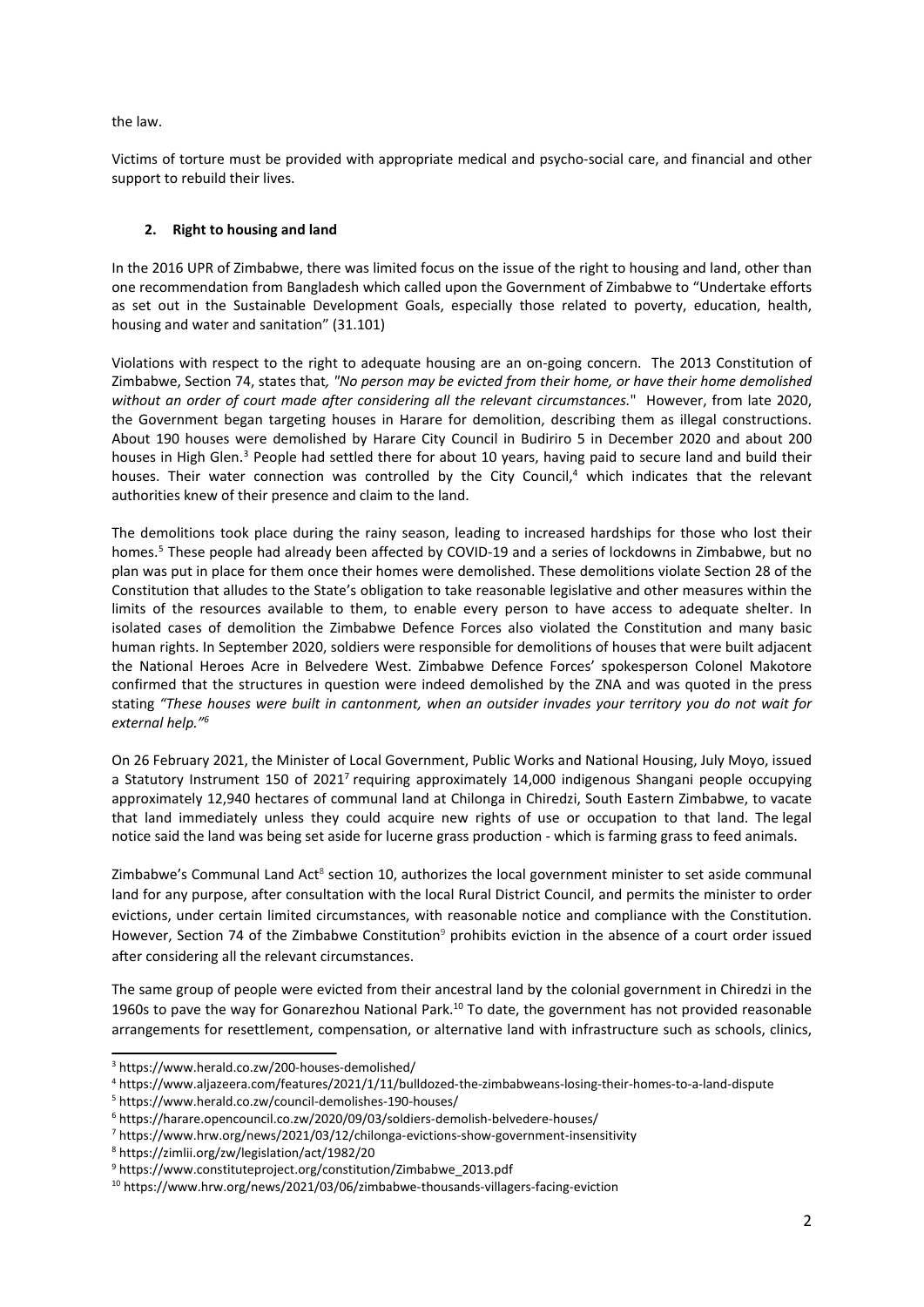the law.

Victims of torture must be provided with appropriate medical and psycho-social care, and financial and other support to rebuild their lives.

## 2. Right to housing and land

In the 2016 UPR of Zimbabwe, there was limited focus on the issue of the right to housing and land, other than one recommendation from Bangladesh which called upon the Government of Zimbabwe to "Undertake efforts as set out in the Sustainable Development Goals, especially those related to poverty, education, health, housing and water and sanitation" (31.101)

Violations with respect to the right to adequate housing are an on-going concern. The 2013 Constitution of Zimbabwe, Section 74, states that*, "No person may be evicted from their home, or have their home demolished without an order of court made after considering all the relevant circumstances.*" However, from late 2020, the Government began targeting houses in Harare for demolition, describing them as illegal constructions. About 190 houses were demolished by Harare City Council in Budiriro 5 in December 2020 and about 200 houses in High Glen.[3] People had settled there for about 10 years, having paid to secure land and build their houses. Their water connection was controlled by the City Council,[4] which indicates that the relevant authorities knew of their presence and claim to the land.

The demolitions took place during the rainy season, leading to increased hardships for those who lost their homes.[5] These people had already been affected by COVID-19 and a series of lockdowns in Zimbabwe, but no plan was put in place for them once their homes were demolished. These demolitions violate Section 28 of the Constitution that alludes to the State's obligation to take reasonable legislative and other measures within the limits of the resources available to them, to enable every person to have access to adequate shelter. In isolated cases of demolition the Zimbabwe Defence Forces also violated the Constitution and many basic human rights. In September 2020, soldiers were responsible for demolitions of houses that were built adjacent the National Heroes Acre in Belvedere West. Zimbabwe Defence Forces' spokesperson Colonel Makotore confirmed that the structures in question were indeed demolished by the ZNA and was quoted in the press stating *"These houses were built in cantonment, when an outsider invades your territory you do not wait for external help."*[6]

On 26 February 2021, the Minister of Local Government, Public Works and National Housing, July Moyo, issued a Statutory Instrument 150 of 2021[7] requiring approximately 14,000 indigenous Shangani people occupying approximately 12,940 hectares of communal land at Chilonga in Chiredzi, South Eastern Zimbabwe, to vacate that land immediately unless they could acquire new rights of use or occupation to that land. The legal notice said the land was being set aside for lucerne grass production - which is farming grass to feed animals.

Zimbabwe's Communal Land Act[8] section 10, authorizes the local government minister to set aside communal land for any purpose, after consultation with the local Rural District Council, and permits the minister to order evictions, under certain limited circumstances, with reasonable notice and compliance with the Constitution. However, Section 74 of the Zimbabwe Constitution[9] prohibits eviction in the absence of a court order issued after considering all the relevant circumstances.

The same group of people were evicted from their ancestral land by the colonial government in Chiredzi in the 1960s to pave the way for Gonarezhou National Park.[10] To date, the government has not provided reasonable arrangements for resettlement, compensation, or alternative land with infrastructure such as schools, clinics,

---

[3] https://www.herald.co.zw/200-houses-demolished/

[4] https://www.aljazeera.com/features/2021/1/11/bulldozed-the-zimbabweans-losing-their-homes-to-a-land-dispute

[5] https://www.herald.co.zw/council-demolishes-190-houses/

[6] https://harare.opencouncil.co.zw/2020/09/03/soldiers-demolish-belvedere-houses/

[7] https://www.hrw.org/news/2021/03/12/chilonga-evictions-show-government-insensitivity

[8] https://zimlii.org/zw/legislation/act/1982/20

[9] https://www.constituteproject.org/constitution/Zimbabwe_2013.pdf

[10] https://www.hrw.org/news/2021/03/06/zimbabwe-thousands-villagers-facing-eviction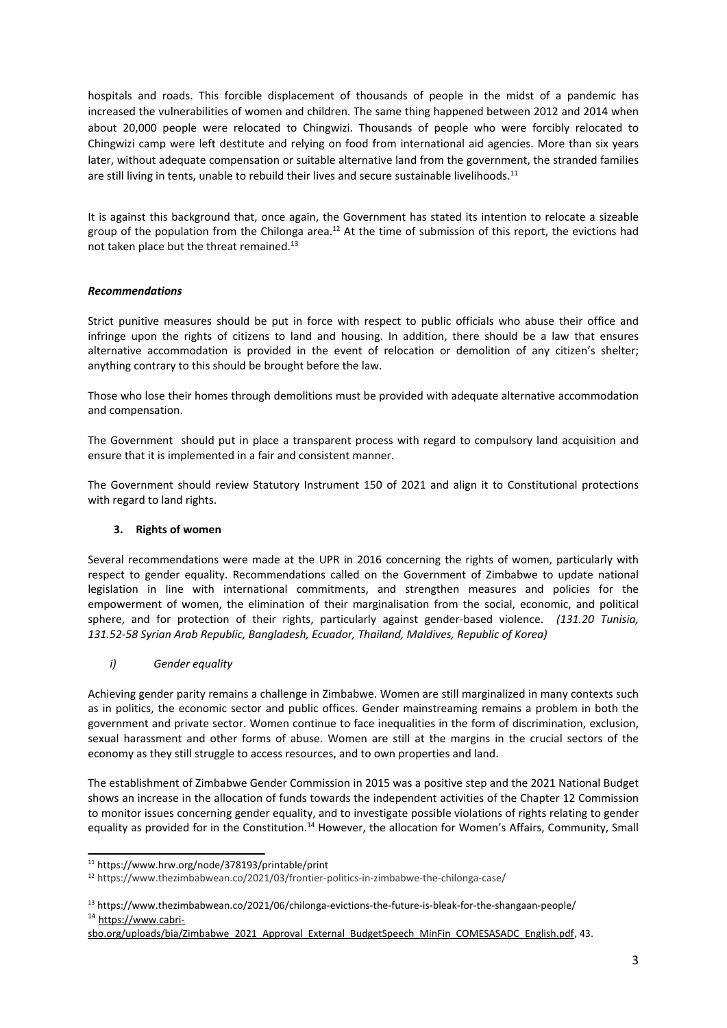hospitals and roads. This forcible displacement of thousands of people in the midst of a pandemic has increased the vulnerabilities of women and children. The same thing happened between 2012 and 2014 when about 20,000 people were relocated to Chingwizi. Thousands of people who were forcibly relocated to Chingwizi camp were left destitute and relying on food from international aid agencies. More than six years later, without adequate compensation or suitable alternative land from the government, the stranded families are still living in tents, unable to rebuild their lives and secure sustainable livelihoods.[11]

It is against this background that, once again, the Government has stated its intention to relocate a sizeable group of the population from the Chilonga area.[12] At the time of submission of this report, the evictions had not taken place but the threat remained.[13]

***Recommendations***

Strict punitive measures should be put in force with respect to public officials who abuse their office and infringe upon the rights of citizens to land and housing. In addition, there should be a law that ensures alternative accommodation is provided in the event of relocation or demolition of any citizen's shelter; anything contrary to this should be brought before the law.

Those who lose their homes through demolitions must be provided with adequate alternative accommodation and compensation.

The Government should put in place a transparent process with regard to compulsory land acquisition and ensure that it is implemented in a fair and consistent manner.

The Government should review Statutory Instrument 150 of 2021 and align it to Constitutional protections with regard to land rights.

### 3. Rights of women

Several recommendations were made at the UPR in 2016 concerning the rights of women, particularly with respect to gender equality. Recommendations called on the Government of Zimbabwe to update national legislation in line with international commitments, and strengthen measures and policies for the empowerment of women, the elimination of their marginalisation from the social, economic, and political sphere, and for protection of their rights, particularly against gender-based violence. *(131.20 Tunisia, 131.52-58 Syrian Arab Republic, Bangladesh, Ecuador, Thailand, Maldives, Republic of Korea)*

#### *i) Gender equality*

Achieving gender parity remains a challenge in Zimbabwe. Women are still marginalized in many contexts such as in politics, the economic sector and public offices. Gender mainstreaming remains a problem in both the government and private sector. Women continue to face inequalities in the form of discrimination, exclusion, sexual harassment and other forms of abuse. Women are still at the margins in the crucial sectors of the economy as they still struggle to access resources, and to own properties and land.

The establishment of Zimbabwe Gender Commission in 2015 was a positive step and the 2021 National Budget shows an increase in the allocation of funds towards the independent activities of the Chapter 12 Commission to monitor issues concerning gender equality, and to investigate possible violations of rights relating to gender equality as provided for in the Constitution.[14] However, the allocation for Women's Affairs, Community, Small

---

[11] https://www.hrw.org/node/378193/printable/print

[12] https://www.thezimbabwean.co/2021/03/frontier-politics-in-zimbabwe-the-chilonga-case/

[13] https://www.thezimbabwean.co/2021/06/chilonga-evictions-the-future-is-bleak-for-the-shangaan-people/

[14] https://www.cabri-sbo.org/uploads/bia/Zimbabwe_2021_Approval_External_BudgetSpeech_MinFin_COMESASADC_English.pdf, 43.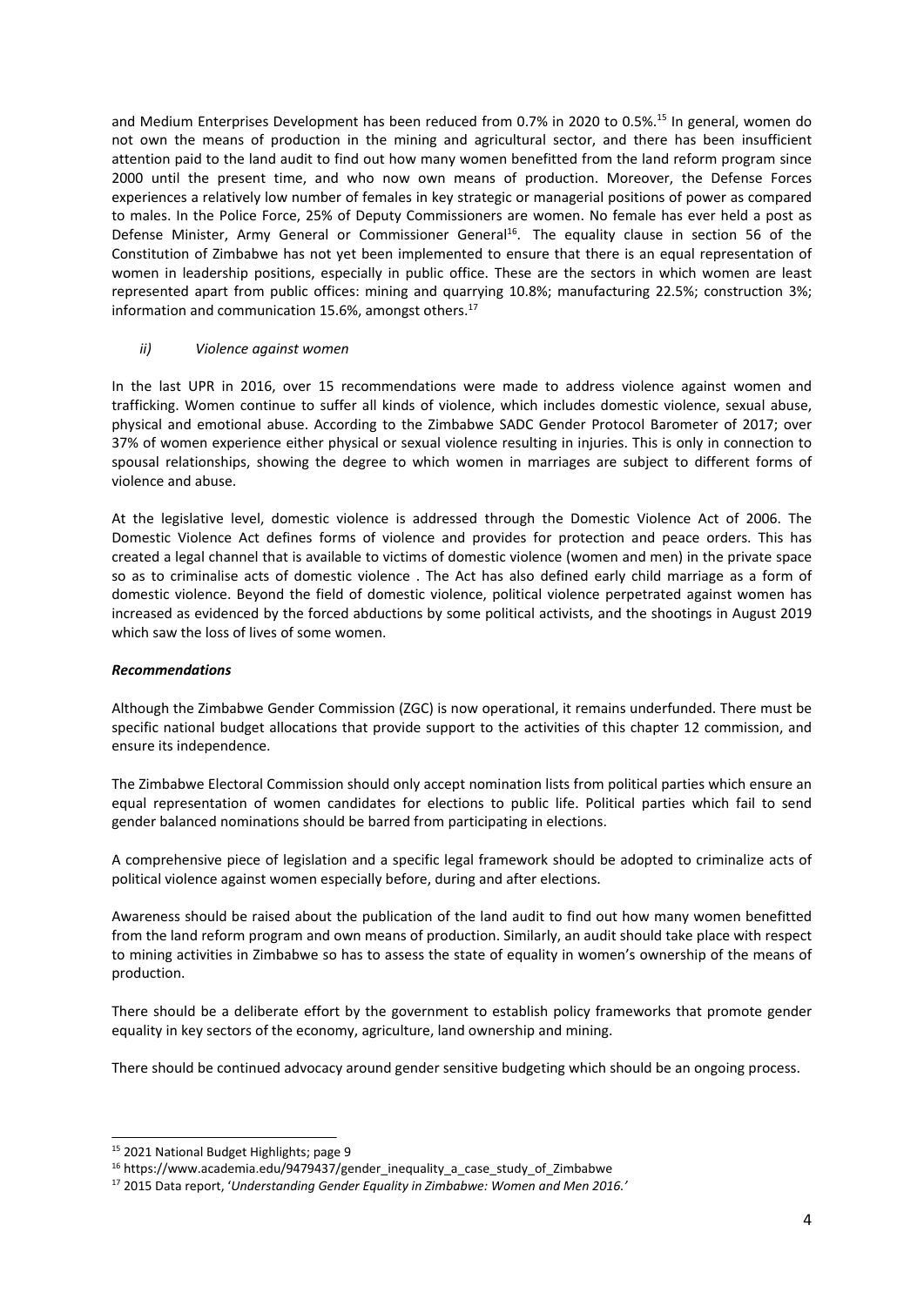and Medium Enterprises Development has been reduced from 0.7% in 2020 to 0.5%.[15] In general, women do not own the means of production in the mining and agricultural sector, and there has been insufficient attention paid to the land audit to find out how many women benefitted from the land reform program since 2000 until the present time, and who now own means of production. Moreover, the Defense Forces experiences a relatively low number of females in key strategic or managerial positions of power as compared to males. In the Police Force, 25% of Deputy Commissioners are women. No female has ever held a post as Defense Minister, Army General or Commissioner General[16]. The equality clause in section 56 of the Constitution of Zimbabwe has not yet been implemented to ensure that there is an equal representation of women in leadership positions, especially in public office. These are the sectors in which women are least represented apart from public offices: mining and quarrying 10.8%; manufacturing 22.5%; construction 3%; information and communication 15.6%, amongst others.[17]

*ii) Violence against women*

In the last UPR in 2016, over 15 recommendations were made to address violence against women and trafficking. Women continue to suffer all kinds of violence, which includes domestic violence, sexual abuse, physical and emotional abuse. According to the Zimbabwe SADC Gender Protocol Barometer of 2017; over 37% of women experience either physical or sexual violence resulting in injuries. This is only in connection to spousal relationships, showing the degree to which women in marriages are subject to different forms of violence and abuse.

At the legislative level, domestic violence is addressed through the Domestic Violence Act of 2006. The Domestic Violence Act defines forms of violence and provides for protection and peace orders. This has created a legal channel that is available to victims of domestic violence (women and men) in the private space so as to criminalise acts of domestic violence . The Act has also defined early child marriage as a form of domestic violence. Beyond the field of domestic violence, political violence perpetrated against women has increased as evidenced by the forced abductions by some political activists, and the shootings in August 2019 which saw the loss of lives of some women.

***Recommendations***

Although the Zimbabwe Gender Commission (ZGC) is now operational, it remains underfunded. There must be specific national budget allocations that provide support to the activities of this chapter 12 commission, and ensure its independence.

The Zimbabwe Electoral Commission should only accept nomination lists from political parties which ensure an equal representation of women candidates for elections to public life. Political parties which fail to send gender balanced nominations should be barred from participating in elections.

A comprehensive piece of legislation and a specific legal framework should be adopted to criminalize acts of political violence against women especially before, during and after elections.

Awareness should be raised about the publication of the land audit to find out how many women benefitted from the land reform program and own means of production. Similarly, an audit should take place with respect to mining activities in Zimbabwe so has to assess the state of equality in women's ownership of the means of production.

There should be a deliberate effort by the government to establish policy frameworks that promote gender equality in key sectors of the economy, agriculture, land ownership and mining.

There should be continued advocacy around gender sensitive budgeting which should be an ongoing process.

---

[15] 2021 National Budget Highlights; page 9

[16] https://www.academia.edu/9479437/gender_inequality_a_case_study_of_Zimbabwe

[17] 2015 Data report, '*Understanding Gender Equality in Zimbabwe: Women and Men 2016.'*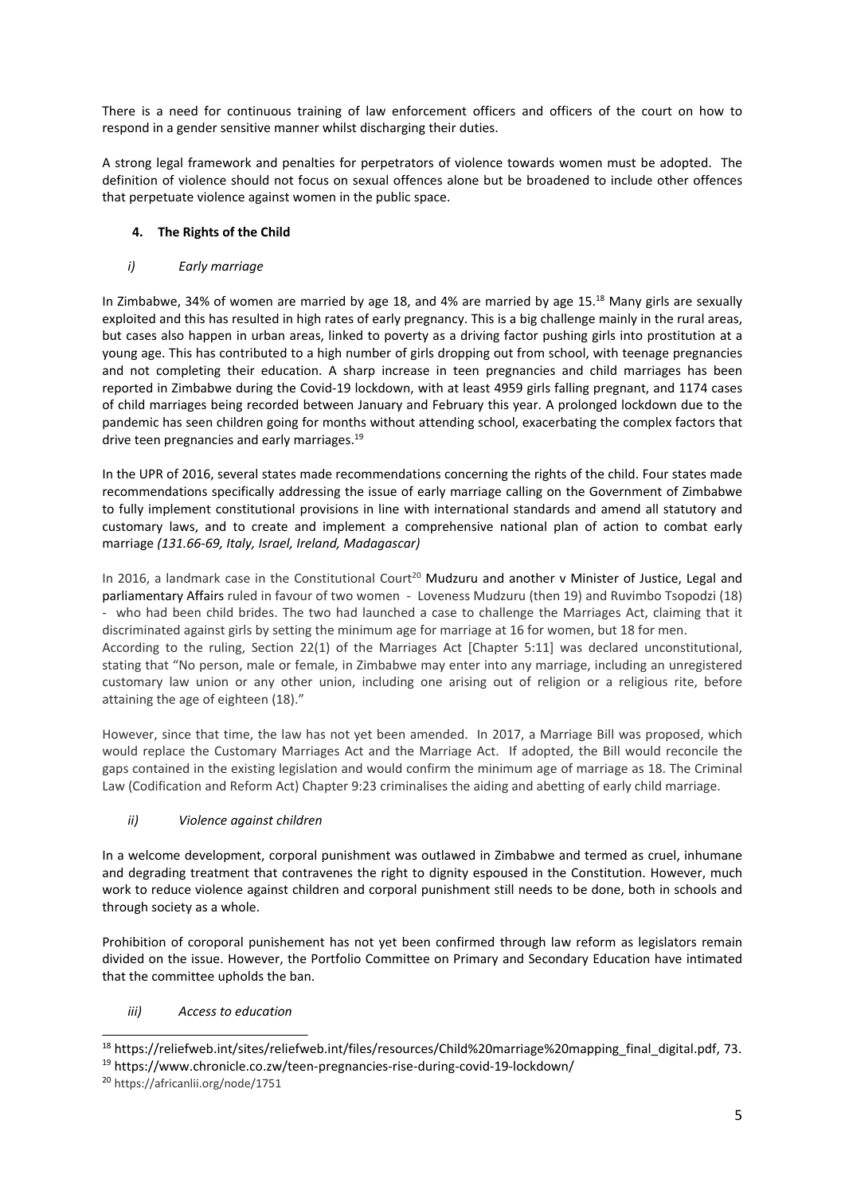There is a need for continuous training of law enforcement officers and officers of the court on how to respond in a gender sensitive manner whilst discharging their duties.

A strong legal framework and penalties for perpetrators of violence towards women must be adopted. The definition of violence should not focus on sexual offences alone but be broadened to include other offences that perpetuate violence against women in the public space.

## 4. The Rights of the Child

### *i) Early marriage*

In Zimbabwe, 34% of women are married by age 18, and 4% are married by age 15.[18] Many girls are sexually exploited and this has resulted in high rates of early pregnancy. This is a big challenge mainly in the rural areas, but cases also happen in urban areas, linked to poverty as a driving factor pushing girls into prostitution at a young age. This has contributed to a high number of girls dropping out from school, with teenage pregnancies and not completing their education. A sharp increase in teen pregnancies and child marriages has been reported in Zimbabwe during the Covid-19 lockdown, with at least 4959 girls falling pregnant, and 1174 cases of child marriages being recorded between January and February this year. A prolonged lockdown due to the pandemic has seen children going for months without attending school, exacerbating the complex factors that drive teen pregnancies and early marriages.[19]

In the UPR of 2016, several states made recommendations concerning the rights of the child. Four states made recommendations specifically addressing the issue of early marriage calling on the Government of Zimbabwe to fully implement constitutional provisions in line with international standards and amend all statutory and customary laws, and to create and implement a comprehensive national plan of action to combat early marriage *(131.66-69, Italy, Israel, Ireland, Madagascar)*

In 2016, a landmark case in the Constitutional Court[20] Mudzuru and another v Minister of Justice, Legal and parliamentary Affairs ruled in favour of two women - Loveness Mudzuru (then 19) and Ruvimbo Tsopodzi (18) - who had been child brides. The two had launched a case to challenge the Marriages Act, claiming that it discriminated against girls by setting the minimum age for marriage at 16 for women, but 18 for men.
According to the ruling, Section 22(1) of the Marriages Act [Chapter 5:11] was declared unconstitutional, stating that "No person, male or female, in Zimbabwe may enter into any marriage, including an unregistered customary law union or any other union, including one arising out of religion or a religious rite, before attaining the age of eighteen (18)."

However, since that time, the law has not yet been amended. In 2017, a Marriage Bill was proposed, which would replace the Customary Marriages Act and the Marriage Act. If adopted, the Bill would reconcile the gaps contained in the existing legislation and would confirm the minimum age of marriage as 18. The Criminal Law (Codification and Reform Act) Chapter 9:23 criminalises the aiding and abetting of early child marriage.

### *ii) Violence against children*

In a welcome development, corporal punishment was outlawed in Zimbabwe and termed as cruel, inhumane and degrading treatment that contravenes the right to dignity espoused in the Constitution. However, much work to reduce violence against children and corporal punishment still needs to be done, both in schools and through society as a whole.

Prohibition of coroporal punishement has not yet been confirmed through law reform as legislators remain divided on the issue. However, the Portfolio Committee on Primary and Secondary Education have intimated that the committee upholds the ban.

### *iii) Access to education*

---

[18] https://reliefweb.int/sites/reliefweb.int/files/resources/Child%20marriage%20mapping_final_digital.pdf, 73.

[19] https://www.chronicle.co.zw/teen-pregnancies-rise-during-covid-19-lockdown/

[20] https://africanlii.org/node/1751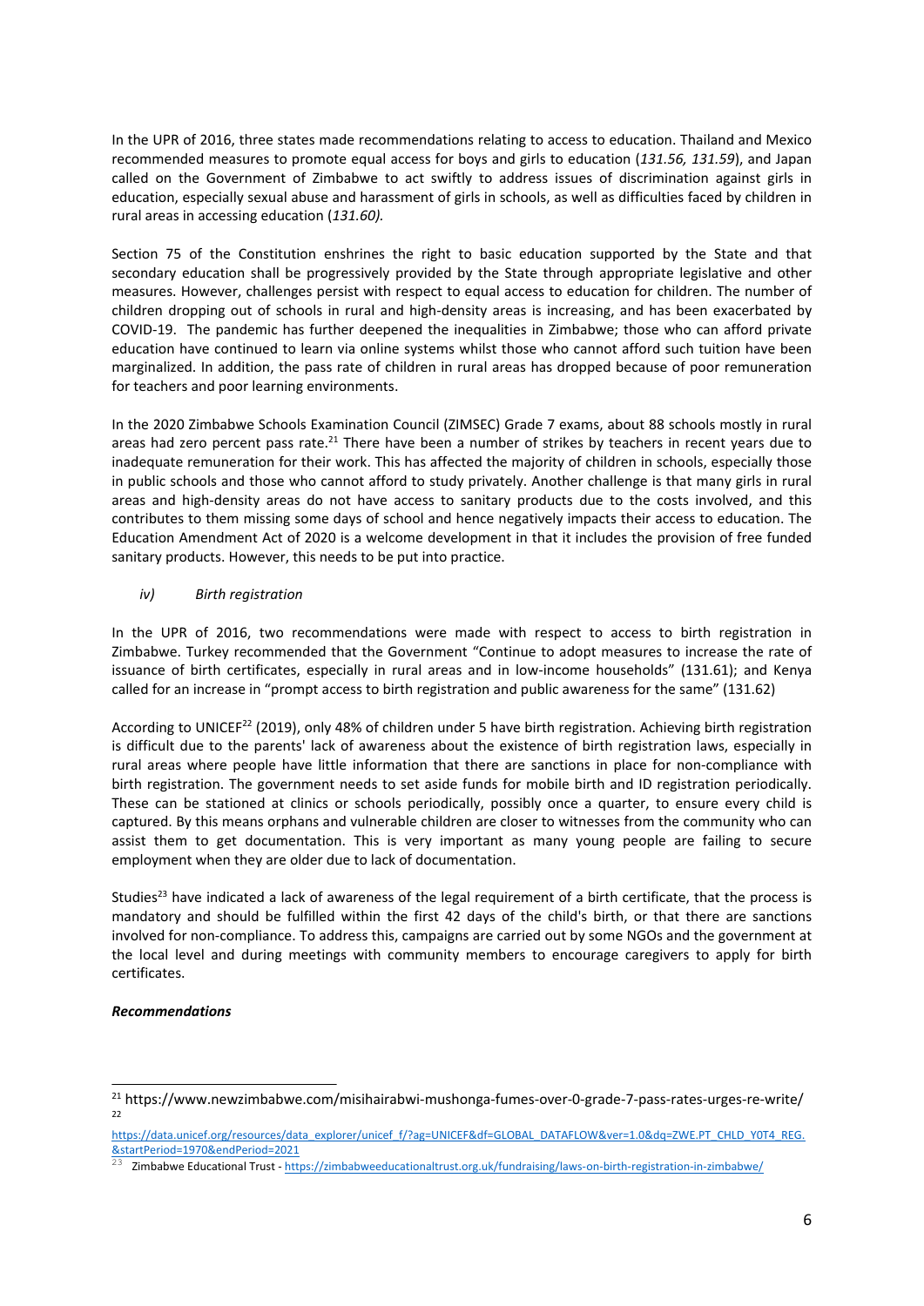In the UPR of 2016, three states made recommendations relating to access to education. Thailand and Mexico recommended measures to promote equal access for boys and girls to education (*131.56, 131.59*), and Japan called on the Government of Zimbabwe to act swiftly to address issues of discrimination against girls in education, especially sexual abuse and harassment of girls in schools, as well as difficulties faced by children in rural areas in accessing education (*131.60).*

Section 75 of the Constitution enshrines the right to basic education supported by the State and that secondary education shall be progressively provided by the State through appropriate legislative and other measures. However, challenges persist with respect to equal access to education for children. The number of children dropping out of schools in rural and high-density areas is increasing, and has been exacerbated by COVID-19. The pandemic has further deepened the inequalities in Zimbabwe; those who can afford private education have continued to learn via online systems whilst those who cannot afford such tuition have been marginalized. In addition, the pass rate of children in rural areas has dropped because of poor remuneration for teachers and poor learning environments.

In the 2020 Zimbabwe Schools Examination Council (ZIMSEC) Grade 7 exams, about 88 schools mostly in rural areas had zero percent pass rate.[21] There have been a number of strikes by teachers in recent years due to inadequate remuneration for their work. This has affected the majority of children in schools, especially those in public schools and those who cannot afford to study privately. Another challenge is that many girls in rural areas and high-density areas do not have access to sanitary products due to the costs involved, and this contributes to them missing some days of school and hence negatively impacts their access to education. The Education Amendment Act of 2020 is a welcome development in that it includes the provision of free funded sanitary products. However, this needs to be put into practice.

### *iv) Birth registration*

In the UPR of 2016, two recommendations were made with respect to access to birth registration in Zimbabwe. Turkey recommended that the Government "Continue to adopt measures to increase the rate of issuance of birth certificates, especially in rural areas and in low-income households" (131.61); and Kenya called for an increase in "prompt access to birth registration and public awareness for the same" (131.62)

According to UNICEF[22] (2019), only 48% of children under 5 have birth registration. Achieving birth registration is difficult due to the parents' lack of awareness about the existence of birth registration laws, especially in rural areas where people have little information that there are sanctions in place for non-compliance with birth registration. The government needs to set aside funds for mobile birth and ID registration periodically. These can be stationed at clinics or schools periodically, possibly once a quarter, to ensure every child is captured. By this means orphans and vulnerable children are closer to witnesses from the community who can assist them to get documentation. This is very important as many young people are failing to secure employment when they are older due to lack of documentation.

Studies[23] have indicated a lack of awareness of the legal requirement of a birth certificate, that the process is mandatory and should be fulfilled within the first 42 days of the child's birth, or that there are sanctions involved for non-compliance. To address this, campaigns are carried out by some NGOs and the government at the local level and during meetings with community members to encourage caregivers to apply for birth certificates.

***Recommendations***

---

[21] https://www.newzimbabwe.com/misihairabwi-mushonga-fumes-over-0-grade-7-pass-rates-urges-re-write/

[22] https://data.unicef.org/resources/data_explorer/unicef_f/?ag=UNICEF&df=GLOBAL_DATAFLOW&ver=1.0&dq=ZWE.PT_CHLD_Y0T4_REG.&startPeriod=1970&endPeriod=2021

[23] Zimbabwe Educational Trust - https://zimbabweeducationaltrust.org.uk/fundraising/laws-on-birth-registration-in-zimbabwe/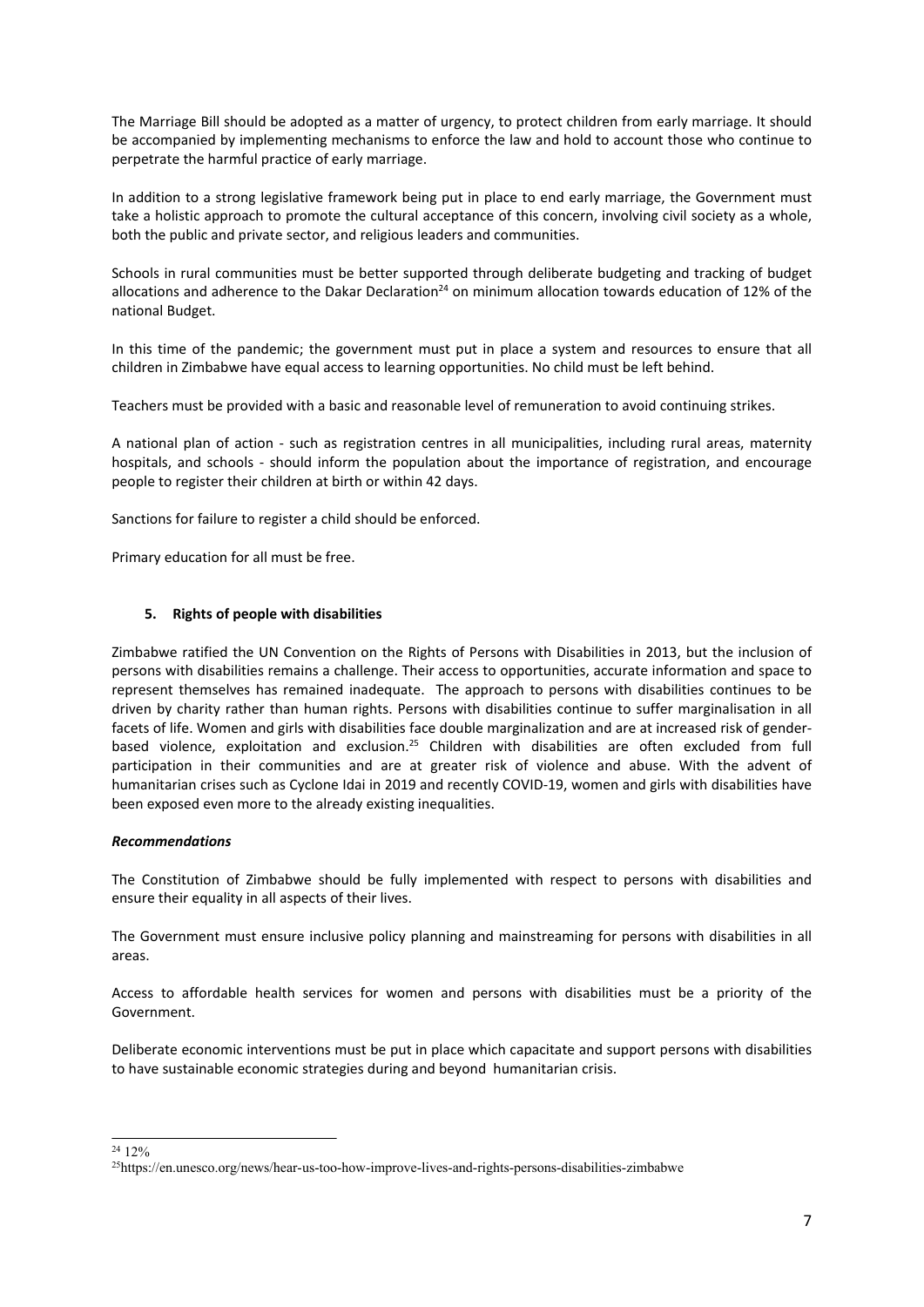The Marriage Bill should be adopted as a matter of urgency, to protect children from early marriage. It should be accompanied by implementing mechanisms to enforce the law and hold to account those who continue to perpetrate the harmful practice of early marriage.

In addition to a strong legislative framework being put in place to end early marriage, the Government must take a holistic approach to promote the cultural acceptance of this concern, involving civil society as a whole, both the public and private sector, and religious leaders and communities.

Schools in rural communities must be better supported through deliberate budgeting and tracking of budget allocations and adherence to the Dakar Declaration[24] on minimum allocation towards education of 12% of the national Budget.

In this time of the pandemic; the government must put in place a system and resources to ensure that all children in Zimbabwe have equal access to learning opportunities. No child must be left behind.

Teachers must be provided with a basic and reasonable level of remuneration to avoid continuing strikes.

A national plan of action - such as registration centres in all municipalities, including rural areas, maternity hospitals, and schools - should inform the population about the importance of registration, and encourage people to register their children at birth or within 42 days.

Sanctions for failure to register a child should be enforced.

Primary education for all must be free.

## 5. Rights of people with disabilities

Zimbabwe ratified the UN Convention on the Rights of Persons with Disabilities in 2013, but the inclusion of persons with disabilities remains a challenge. Their access to opportunities, accurate information and space to represent themselves has remained inadequate. The approach to persons with disabilities continues to be driven by charity rather than human rights. Persons with disabilities continue to suffer marginalisation in all facets of life. Women and girls with disabilities face double marginalization and are at increased risk of gender-based violence, exploitation and exclusion.[25] Children with disabilities are often excluded from full participation in their communities and are at greater risk of violence and abuse. With the advent of humanitarian crises such as Cyclone Idai in 2019 and recently COVID-19, women and girls with disabilities have been exposed even more to the already existing inequalities.

### ***Recommendations***

The Constitution of Zimbabwe should be fully implemented with respect to persons with disabilities and ensure their equality in all aspects of their lives.

The Government must ensure inclusive policy planning and mainstreaming for persons with disabilities in all areas.

Access to affordable health services for women and persons with disabilities must be a priority of the Government.

Deliberate economic interventions must be put in place which capacitate and support persons with disabilities to have sustainable economic strategies during and beyond humanitarian crisis.

---

[24] 12%

[25] https://en.unesco.org/news/hear-us-too-how-improve-lives-and-rights-persons-disabilities-zimbabwe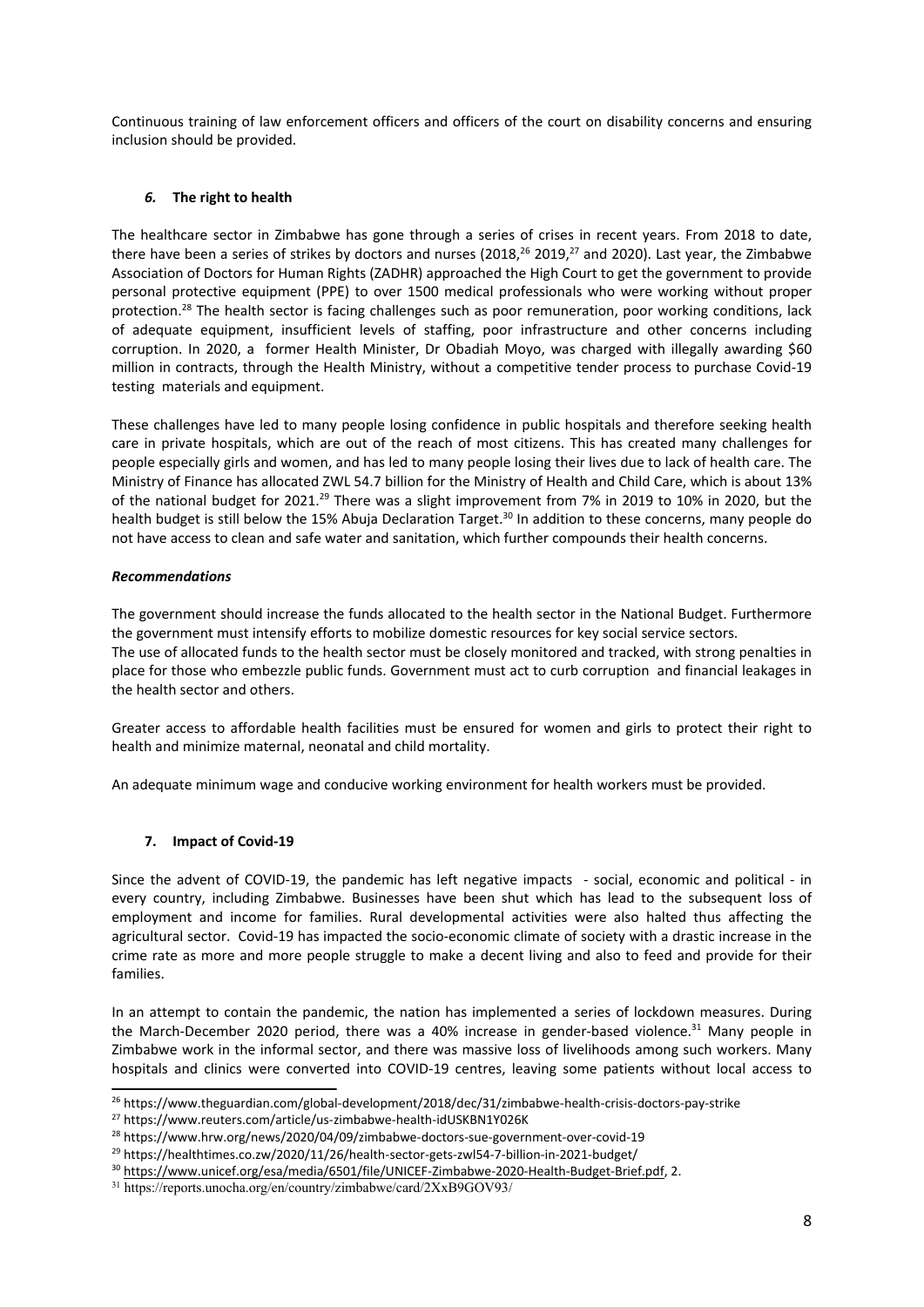Continuous training of law enforcement officers and officers of the court on disability concerns and ensuring inclusion should be provided.

## ***6.*** **The right to health**

The healthcare sector in Zimbabwe has gone through a series of crises in recent years. From 2018 to date, there have been a series of strikes by doctors and nurses (2018,[26] 2019,[27] and 2020). Last year, the Zimbabwe Association of Doctors for Human Rights (ZADHR) approached the High Court to get the government to provide personal protective equipment (PPE) to over 1500 medical professionals who were working without proper protection.[28] The health sector is facing challenges such as poor remuneration, poor working conditions, lack of adequate equipment, insufficient levels of staffing, poor infrastructure and other concerns including corruption. In 2020, a former Health Minister, Dr Obadiah Moyo, was charged with illegally awarding $60 million in contracts, through the Health Ministry, without a competitive tender process to purchase Covid-19 testing materials and equipment.

These challenges have led to many people losing confidence in public hospitals and therefore seeking health care in private hospitals, which are out of the reach of most citizens. This has created many challenges for people especially girls and women, and has led to many people losing their lives due to lack of health care. The Ministry of Finance has allocated ZWL 54.7 billion for the Ministry of Health and Child Care, which is about 13% of the national budget for 2021.[29] There was a slight improvement from 7% in 2019 to 10% in 2020, but the health budget is still below the 15% Abuja Declaration Target.[30] In addition to these concerns, many people do not have access to clean and safe water and sanitation, which further compounds their health concerns.

### ***Recommendations***

The government should increase the funds allocated to the health sector in the National Budget. Furthermore the government must intensify efforts to mobilize domestic resources for key social service sectors.
The use of allocated funds to the health sector must be closely monitored and tracked, with strong penalties in place for those who embezzle public funds. Government must act to curb corruption and financial leakages in the health sector and others.

Greater access to affordable health facilities must be ensured for women and girls to protect their right to health and minimize maternal, neonatal and child mortality.

An adequate minimum wage and conducive working environment for health workers must be provided.

## **7. Impact of Covid-19**

Since the advent of COVID-19, the pandemic has left negative impacts - social, economic and political - in every country, including Zimbabwe. Businesses have been shut which has lead to the subsequent loss of employment and income for families. Rural developmental activities were also halted thus affecting the agricultural sector. Covid-19 has impacted the socio-economic climate of society with a drastic increase in the crime rate as more and more people struggle to make a decent living and also to feed and provide for their families.

In an attempt to contain the pandemic, the nation has implemented a series of lockdown measures. During the March-December 2020 period, there was a 40% increase in gender-based violence.[31] Many people in Zimbabwe work in the informal sector, and there was massive loss of livelihoods among such workers. Many hospitals and clinics were converted into COVID-19 centres, leaving some patients without local access to

---

[26] https://www.theguardian.com/global-development/2018/dec/31/zimbabwe-health-crisis-doctors-pay-strike

[27] https://www.reuters.com/article/us-zimbabwe-health-idUSKBN1Y026K

[28] https://www.hrw.org/news/2020/04/09/zimbabwe-doctors-sue-government-over-covid-19

[29] https://healthtimes.co.zw/2020/11/26/health-sector-gets-zwl54-7-billion-in-2021-budget/

[30] https://www.unicef.org/esa/media/6501/file/UNICEF-Zimbabwe-2020-Health-Budget-Brief.pdf, 2.

[31] https://reports.unocha.org/en/country/zimbabwe/card/2XxB9GOV93/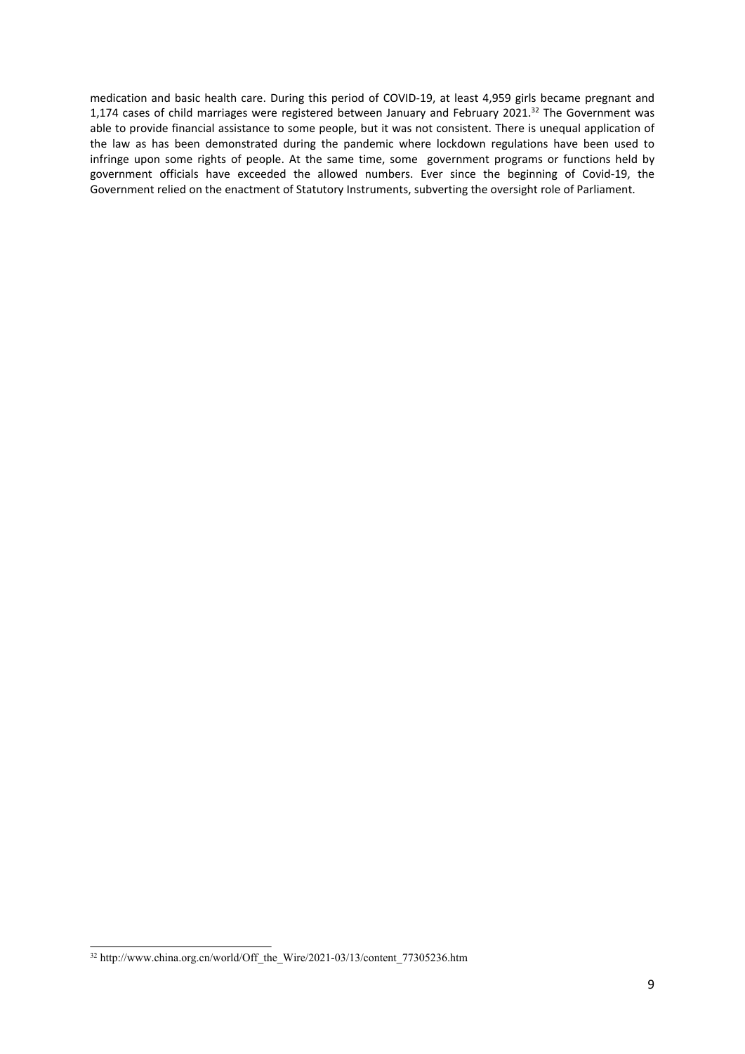medication and basic health care. During this period of COVID-19, at least 4,959 girls became pregnant and 1,174 cases of child marriages were registered between January and February 2021.[32] The Government was able to provide financial assistance to some people, but it was not consistent. There is unequal application of the law as has been demonstrated during the pandemic where lockdown regulations have been used to infringe upon some rights of people. At the same time, some government programs or functions held by government officials have exceeded the allowed numbers. Ever since the beginning of Covid-19, the Government relied on the enactment of Statutory Instruments, subverting the oversight role of Parliament.

[32] http://www.china.org.cn/world/Off_the_Wire/2021-03/13/content_77305236.htm